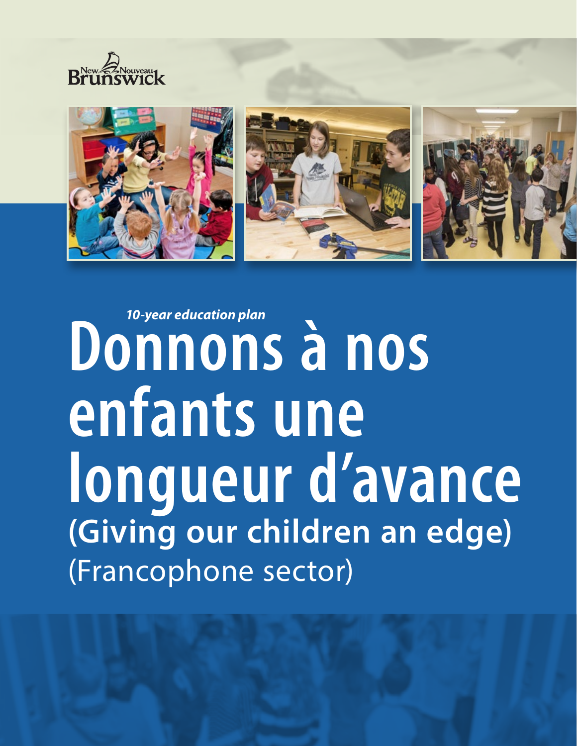New Brunswick Nouveau

*10-year education plan*

# Donnons à nos enfants une longueur d'avance

## (Giving our children an edge)

(Francophone sector)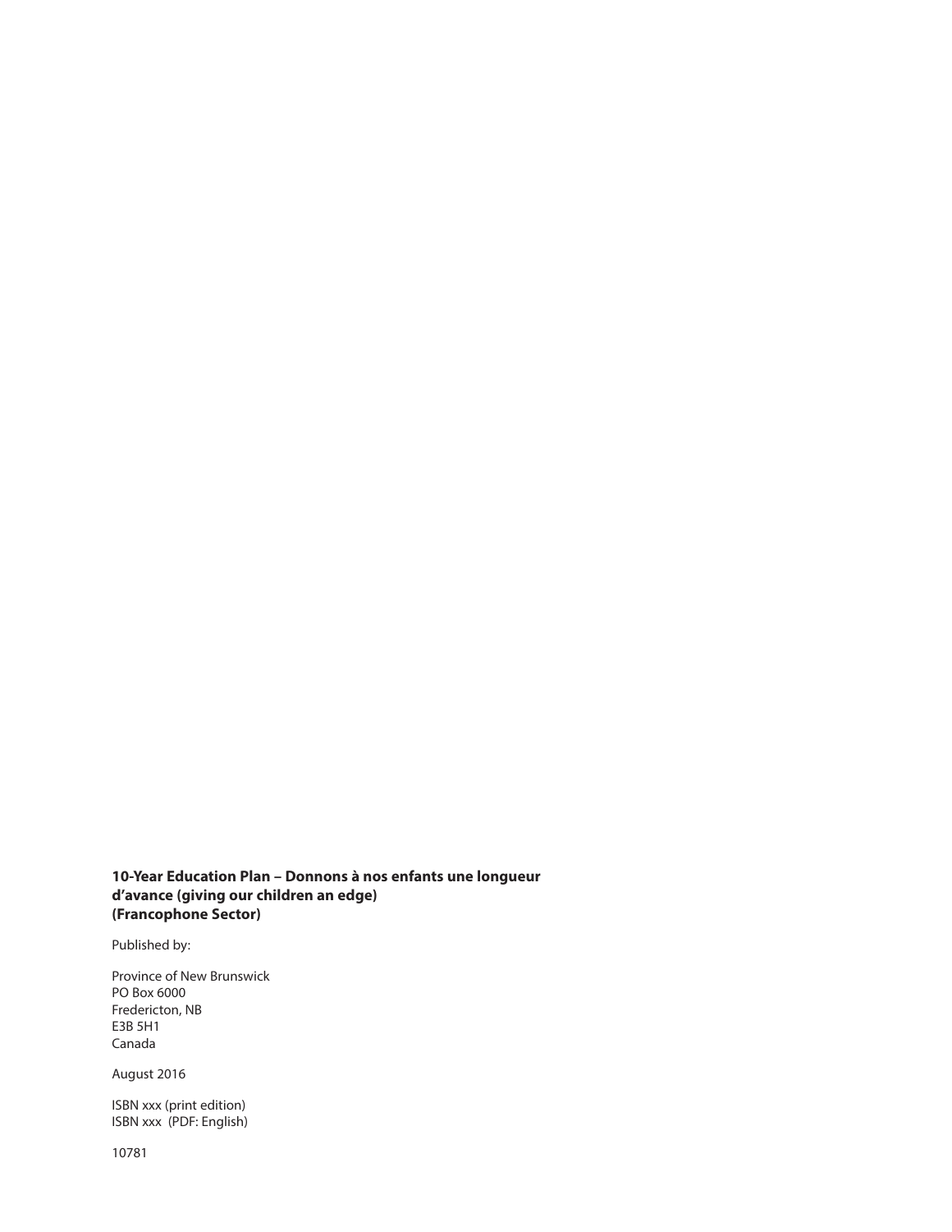**10-Year Education Plan – Donnons à nos enfants une longueur d'avance (giving our children an edge) (Francophone Sector)**

Published by:

Province of New Brunswick
PO Box 6000
Fredericton, NB
E3B 5H1
Canada

August 2016

ISBN xxx (print edition)
ISBN xxx (PDF: English)

10781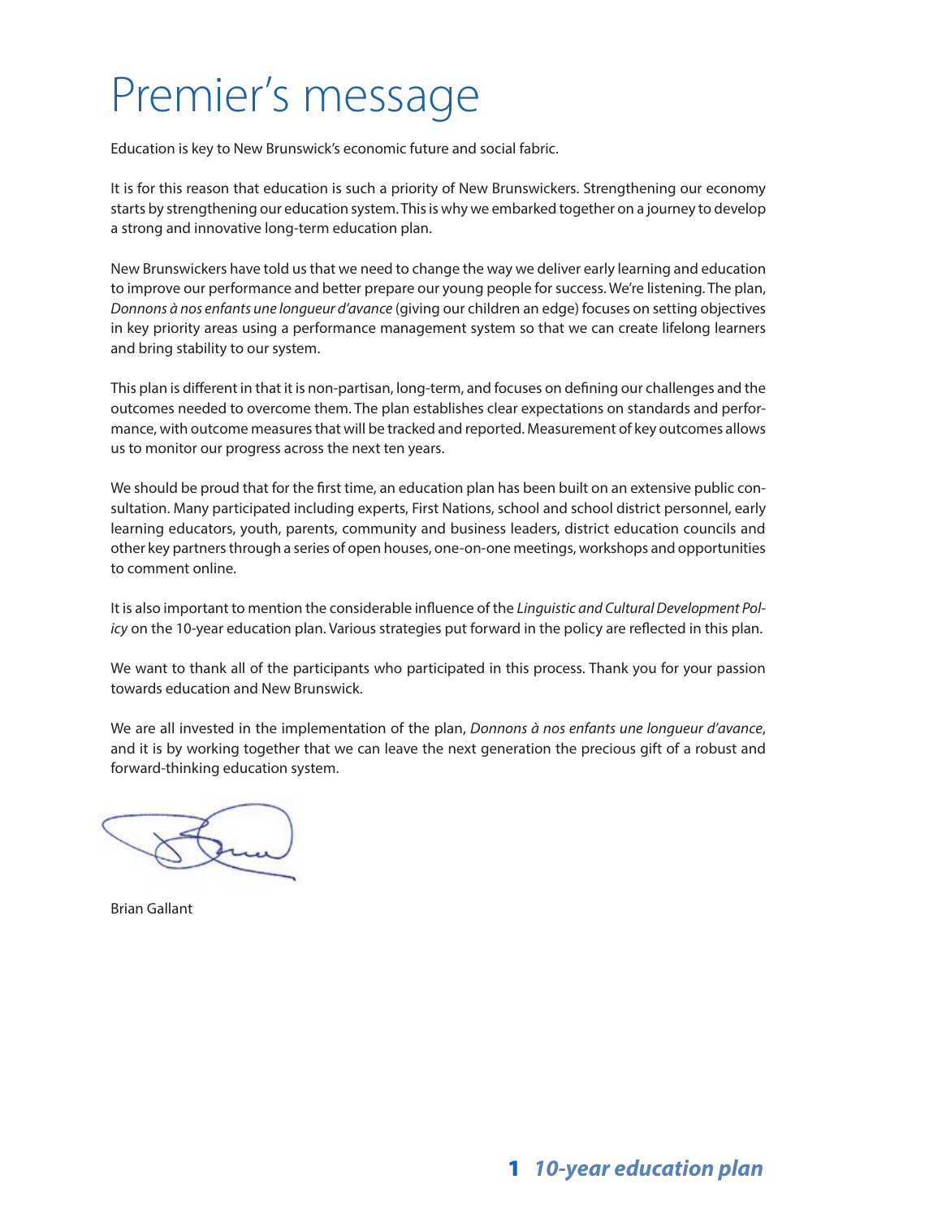# Premier's message

Education is key to New Brunswick's economic future and social fabric.

It is for this reason that education is such a priority of New Brunswickers. Strengthening our economy starts by strengthening our education system. This is why we embarked together on a journey to develop a strong and innovative long-term education plan.

New Brunswickers have told us that we need to change the way we deliver early learning and education to improve our performance and better prepare our young people for success. We're listening. The plan, *Donnons à nos enfants une longueur d'avance* (giving our children an edge) focuses on setting objectives in key priority areas using a performance management system so that we can create lifelong learners and bring stability to our system.

This plan is different in that it is non-partisan, long-term, and focuses on defining our challenges and the outcomes needed to overcome them. The plan establishes clear expectations on standards and performance, with outcome measures that will be tracked and reported. Measurement of key outcomes allows us to monitor our progress across the next ten years.

We should be proud that for the first time, an education plan has been built on an extensive public consultation. Many participated including experts, First Nations, school and school district personnel, early learning educators, youth, parents, community and business leaders, district education councils and other key partners through a series of open houses, one-on-one meetings, workshops and opportunities to comment online.

It is also important to mention the considerable influence of the *Linguistic and Cultural Development Policy* on the 10-year education plan. Various strategies put forward in the policy are reflected in this plan.

We want to thank all of the participants who participated in this process. Thank you for your passion towards education and New Brunswick.

We are all invested in the implementation of the plan, *Donnons à nos enfants une longueur d'avance*, and it is by working together that we can leave the next generation the precious gift of a robust and forward-thinking education system.

Brian Gallant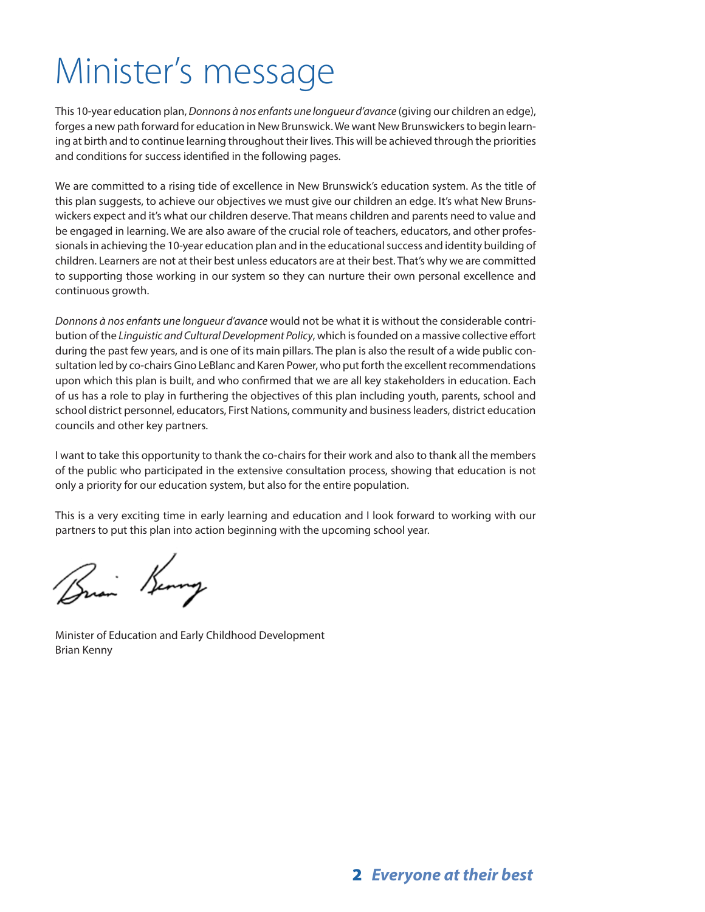# Minister's message

This 10-year education plan, *Donnons à nos enfants une longueur d'avance* (giving our children an edge), forges a new path forward for education in New Brunswick. We want New Brunswickers to begin learning at birth and to continue learning throughout their lives. This will be achieved through the priorities and conditions for success identified in the following pages.

We are committed to a rising tide of excellence in New Brunswick's education system. As the title of this plan suggests, to achieve our objectives we must give our children an edge. It's what New Brunswickers expect and it's what our children deserve. That means children and parents need to value and be engaged in learning. We are also aware of the crucial role of teachers, educators, and other professionals in achieving the 10-year education plan and in the educational success and identity building of children. Learners are not at their best unless educators are at their best. That's why we are committed to supporting those working in our system so they can nurture their own personal excellence and continuous growth.

*Donnons à nos enfants une longueur d'avance* would not be what it is without the considerable contribution of the *Linguistic and Cultural Development Policy*, which is founded on a massive collective effort during the past few years, and is one of its main pillars. The plan is also the result of a wide public consultation led by co-chairs Gino LeBlanc and Karen Power, who put forth the excellent recommendations upon which this plan is built, and who confirmed that we are all key stakeholders in education. Each of us has a role to play in furthering the objectives of this plan including youth, parents, school and school district personnel, educators, First Nations, community and business leaders, district education councils and other key partners.

I want to take this opportunity to thank the co-chairs for their work and also to thank all the members of the public who participated in the extensive consultation process, showing that education is not only a priority for our education system, but also for the entire population.

This is a very exciting time in early learning and education and I look forward to working with our partners to put this plan into action beginning with the upcoming school year.

Minister of Education and Early Childhood Development
Brian Kenny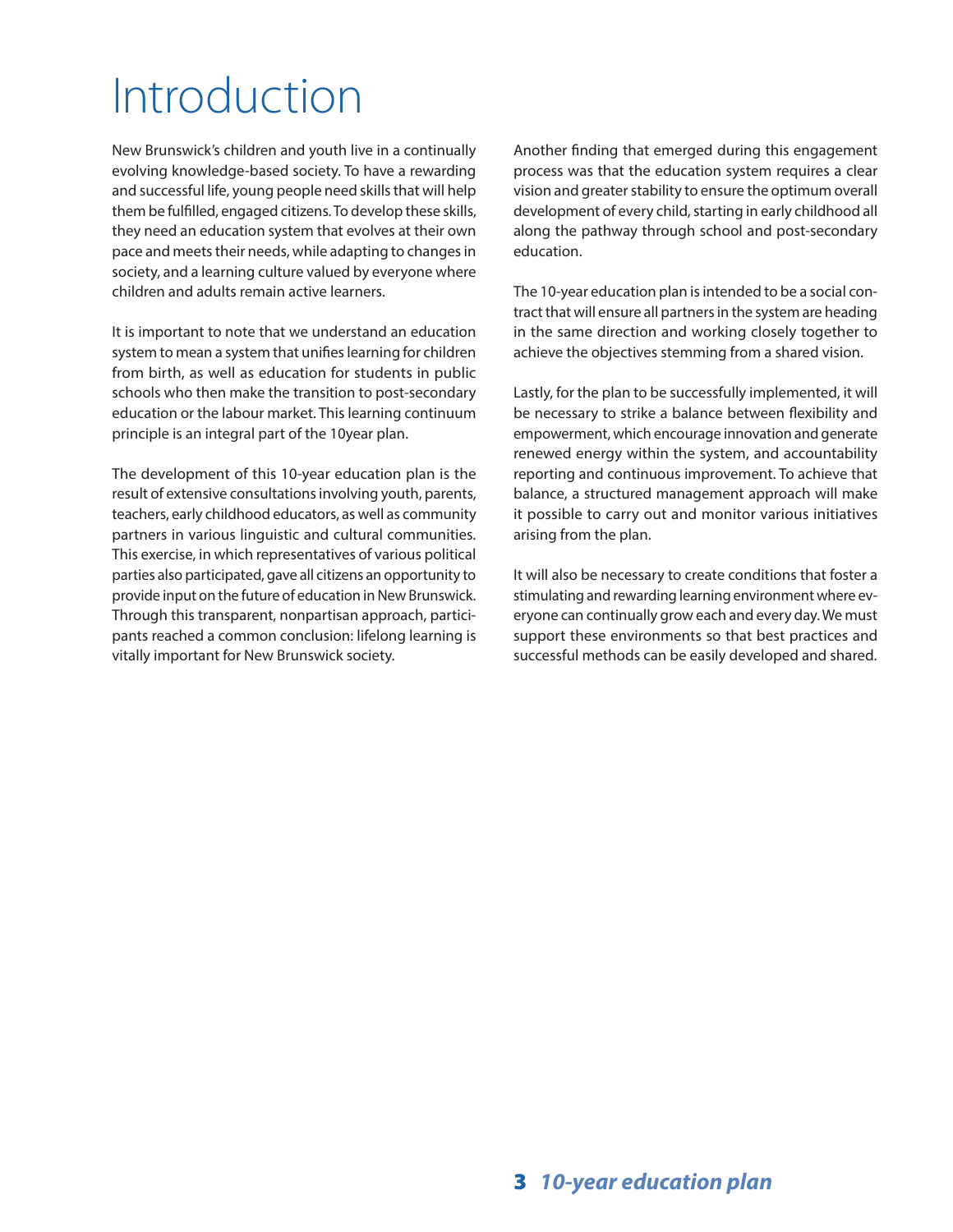# Introduction

New Brunswick's children and youth live in a continually evolving knowledge-based society. To have a rewarding and successful life, young people need skills that will help them be fulfilled, engaged citizens. To develop these skills, they need an education system that evolves at their own pace and meets their needs, while adapting to changes in society, and a learning culture valued by everyone where children and adults remain active learners.

It is important to note that we understand an education system to mean a system that unifies learning for children from birth, as well as education for students in public schools who then make the transition to post-secondary education or the labour market. This learning continuum principle is an integral part of the 10year plan.

The development of this 10-year education plan is the result of extensive consultations involving youth, parents, teachers, early childhood educators, as well as community partners in various linguistic and cultural communities. This exercise, in which representatives of various political parties also participated, gave all citizens an opportunity to provide input on the future of education in New Brunswick. Through this transparent, nonpartisan approach, participants reached a common conclusion: lifelong learning is vitally important for New Brunswick society.

Another finding that emerged during this engagement process was that the education system requires a clear vision and greater stability to ensure the optimum overall development of every child, starting in early childhood all along the pathway through school and post-secondary education.

The 10-year education plan is intended to be a social contract that will ensure all partners in the system are heading in the same direction and working closely together to achieve the objectives stemming from a shared vision.

Lastly, for the plan to be successfully implemented, it will be necessary to strike a balance between flexibility and empowerment, which encourage innovation and generate renewed energy within the system, and accountability reporting and continuous improvement. To achieve that balance, a structured management approach will make it possible to carry out and monitor various initiatives arising from the plan.

It will also be necessary to create conditions that foster a stimulating and rewarding learning environment where everyone can continually grow each and every day. We must support these environments so that best practices and successful methods can be easily developed and shared.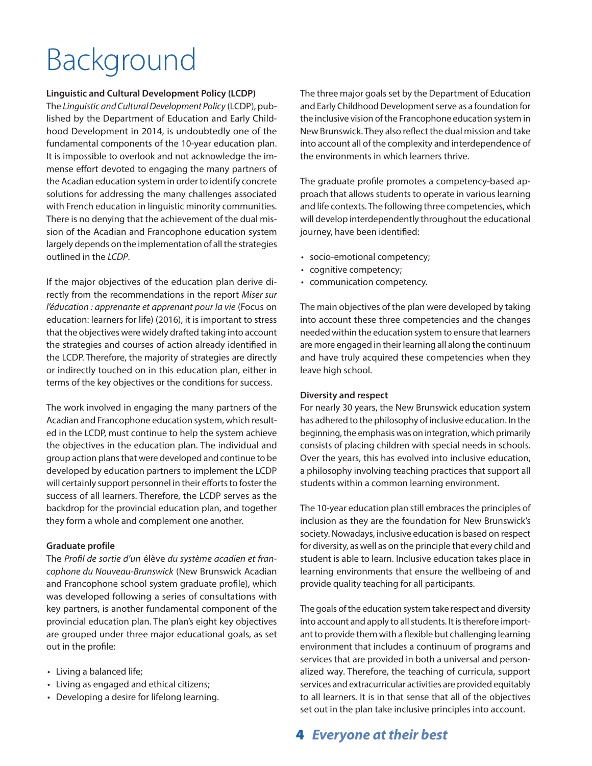# Background

**Linguistic and Cultural Development Policy (LCDP)**

The *Linguistic and Cultural Development Policy* (LCDP), published by the Department of Education and Early Childhood Development in 2014, is undoubtedly one of the fundamental components of the 10-year education plan. It is impossible to overlook and not acknowledge the immense effort devoted to engaging the many partners of the Acadian education system in order to identify concrete solutions for addressing the many challenges associated with French education in linguistic minority communities. There is no denying that the achievement of the dual mission of the Acadian and Francophone education system largely depends on the implementation of all the strategies outlined in the *LCDP*.

If the major objectives of the education plan derive directly from the recommendations in the report *Miser sur l'éducation : apprenante et apprenant pour la vie* (Focus on education: learners for life) (2016), it is important to stress that the objectives were widely drafted taking into account the strategies and courses of action already identified in the LCDP. Therefore, the majority of strategies are directly or indirectly touched on in this education plan, either in terms of the key objectives or the conditions for success.

The work involved in engaging the many partners of the Acadian and Francophone education system, which resulted in the LCDP, must continue to help the system achieve the objectives in the education plan. The individual and group action plans that were developed and continue to be developed by education partners to implement the LCDP will certainly support personnel in their efforts to foster the success of all learners. Therefore, the LCDP serves as the backdrop for the provincial education plan, and together they form a whole and complement one another.

**Graduate profile**

The *Profil de sortie d'un* élève *du système acadien et francophone du Nouveau-Brunswick* (New Brunswick Acadian and Francophone school system graduate profile), which was developed following a series of consultations with key partners, is another fundamental component of the provincial education plan. The plan's eight key objectives are grouped under three major educational goals, as set out in the profile:

- Living a balanced life;
- Living as engaged and ethical citizens;
- Developing a desire for lifelong learning.

The three major goals set by the Department of Education and Early Childhood Development serve as a foundation for the inclusive vision of the Francophone education system in New Brunswick. They also reflect the dual mission and take into account all of the complexity and interdependence of the environments in which learners thrive.

The graduate profile promotes a competency-based approach that allows students to operate in various learning and life contexts. The following three competencies, which will develop interdependently throughout the educational journey, have been identified:

- socio-emotional competency;
- cognitive competency;
- communication competency.

The main objectives of the plan were developed by taking into account these three competencies and the changes needed within the education system to ensure that learners are more engaged in their learning all along the continuum and have truly acquired these competencies when they leave high school.

**Diversity and respect**

For nearly 30 years, the New Brunswick education system has adhered to the philosophy of inclusive education. In the beginning, the emphasis was on integration, which primarily consists of placing children with special needs in schools. Over the years, this has evolved into inclusive education, a philosophy involving teaching practices that support all students within a common learning environment.

The 10-year education plan still embraces the principles of inclusion as they are the foundation for New Brunswick's society. Nowadays, inclusive education is based on respect for diversity, as well as on the principle that every child and student is able to learn. Inclusive education takes place in learning environments that ensure the wellbeing of and provide quality teaching for all participants.

The goals of the education system take respect and diversity into account and apply to all students. It is therefore important to provide them with a flexible but challenging learning environment that includes a continuum of programs and services that are provided in both a universal and personalized way. Therefore, the teaching of curricula, support services and extracurricular activities are provided equitably to all learners. It is in that sense that all of the objectives set out in the plan take inclusive principles into account.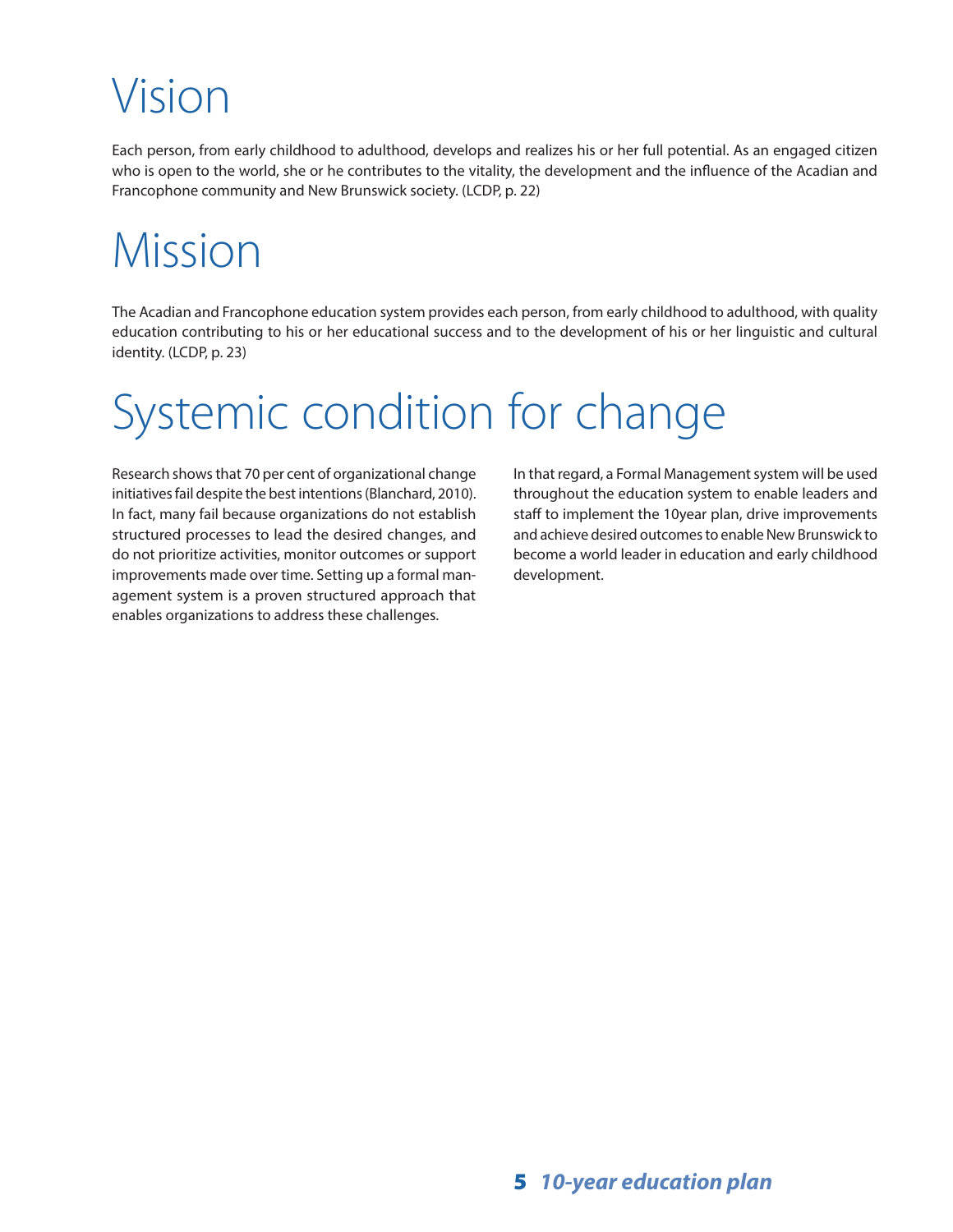# Vision

Each person, from early childhood to adulthood, develops and realizes his or her full potential. As an engaged citizen who is open to the world, she or he contributes to the vitality, the development and the influence of the Acadian and Francophone community and New Brunswick society. (LCDP, p. 22)

# Mission

The Acadian and Francophone education system provides each person, from early childhood to adulthood, with quality education contributing to his or her educational success and to the development of his or her linguistic and cultural identity. (LCDP, p. 23)

# Systemic condition for change

Research shows that 70 per cent of organizational change initiatives fail despite the best intentions (Blanchard, 2010). In fact, many fail because organizations do not establish structured processes to lead the desired changes, and do not prioritize activities, monitor outcomes or support improvements made over time. Setting up a formal management system is a proven structured approach that enables organizations to address these challenges.

In that regard, a Formal Management system will be used throughout the education system to enable leaders and staff to implement the 10year plan, drive improvements and achieve desired outcomes to enable New Brunswick to become a world leader in education and early childhood development.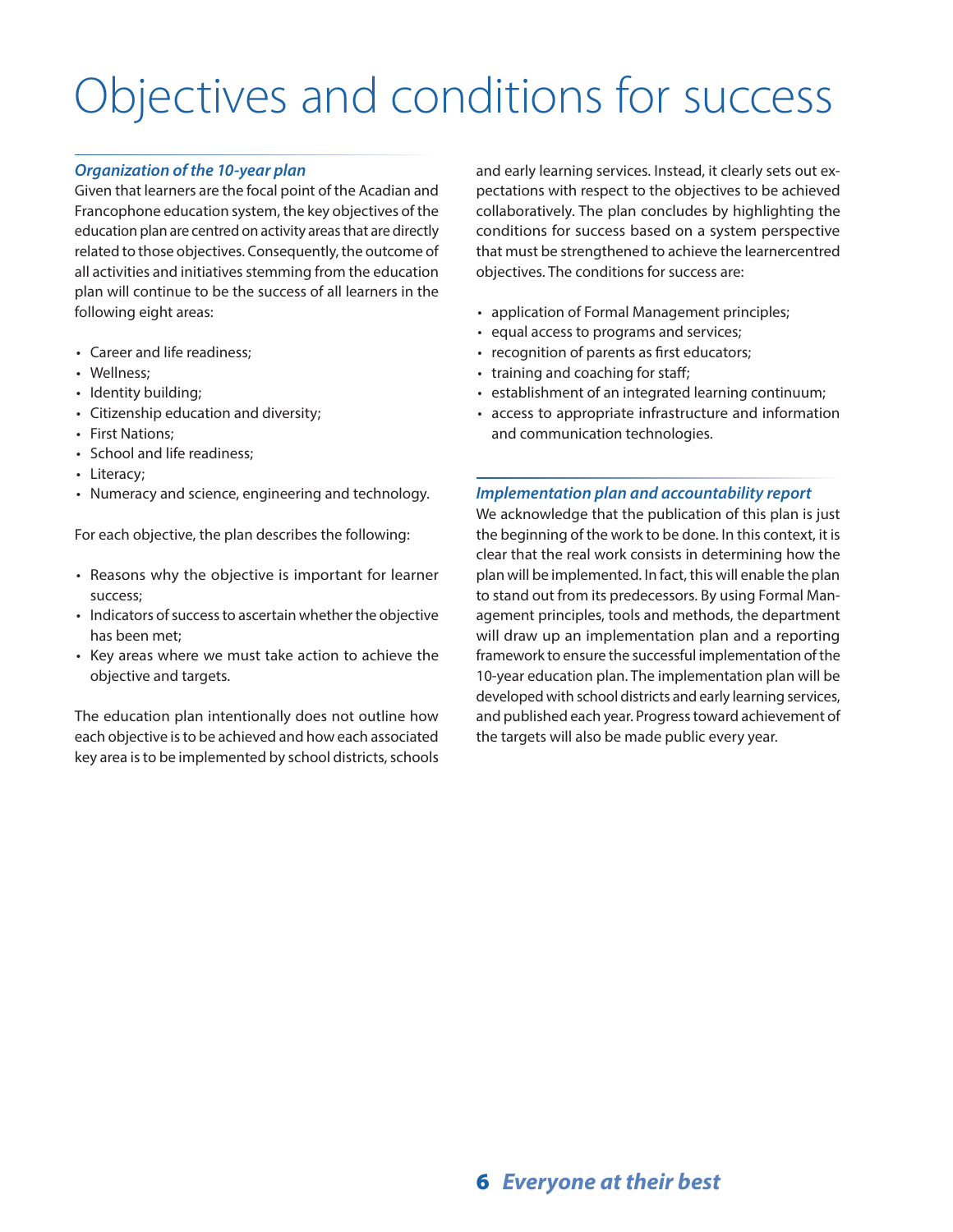# Objectives and conditions for success

### *Organization of the 10-year plan*

Given that learners are the focal point of the Acadian and Francophone education system, the key objectives of the education plan are centred on activity areas that are directly related to those objectives. Consequently, the outcome of all activities and initiatives stemming from the education plan will continue to be the success of all learners in the following eight areas:

- Career and life readiness;
- Wellness;
- Identity building;
- Citizenship education and diversity;
- First Nations;
- School and life readiness;
- Literacy;
- Numeracy and science, engineering and technology.

For each objective, the plan describes the following:

- Reasons why the objective is important for learner success;
- Indicators of success to ascertain whether the objective has been met;
- Key areas where we must take action to achieve the objective and targets.

The education plan intentionally does not outline how each objective is to be achieved and how each associated key area is to be implemented by school districts, schools and early learning services. Instead, it clearly sets out expectations with respect to the objectives to be achieved collaboratively. The plan concludes by highlighting the conditions for success based on a system perspective that must be strengthened to achieve the learnercentred objectives. The conditions for success are:

- application of Formal Management principles;
- equal access to programs and services;
- recognition of parents as first educators;
- training and coaching for staff;
- establishment of an integrated learning continuum;
- access to appropriate infrastructure and information and communication technologies.

### *Implementation plan and accountability report*

We acknowledge that the publication of this plan is just the beginning of the work to be done. In this context, it is clear that the real work consists in determining how the plan will be implemented. In fact, this will enable the plan to stand out from its predecessors. By using Formal Management principles, tools and methods, the department will draw up an implementation plan and a reporting framework to ensure the successful implementation of the 10-year education plan. The implementation plan will be developed with school districts and early learning services, and published each year. Progress toward achievement of the targets will also be made public every year.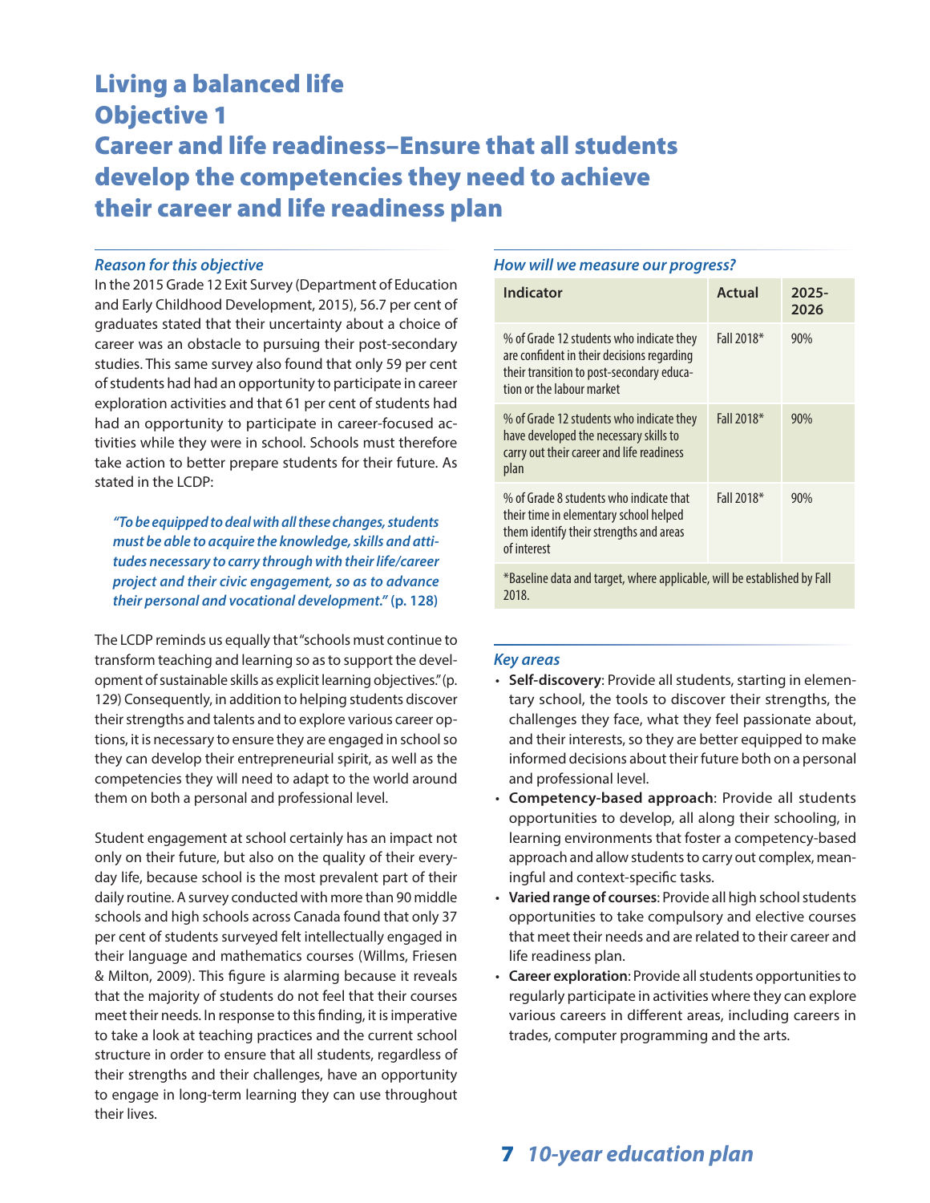# Living a balanced life
# Objective 1
# Career and life readiness–Ensure that all students develop the competencies they need to achieve their career and life readiness plan

### *Reason for this objective*

In the 2015 Grade 12 Exit Survey (Department of Education and Early Childhood Development, 2015), 56.7 per cent of graduates stated that their uncertainty about a choice of career was an obstacle to pursuing their post-secondary studies. This same survey also found that only 59 per cent of students had had an opportunity to participate in career exploration activities and that 61 per cent of students had had an opportunity to participate in career-focused activities while they were in school. Schools must therefore take action to better prepare students for their future. As stated in the LCDP:

> ***"To be equipped to deal with all these changes, students must be able to acquire the knowledge, skills and attitudes necessary to carry through with their life/career project and their civic engagement, so as to advance their personal and vocational development."* (p. 128)**

The LCDP reminds us equally that "schools must continue to transform teaching and learning so as to support the development of sustainable skills as explicit learning objectives." (p. 129) Consequently, in addition to helping students discover their strengths and talents and to explore various career options, it is necessary to ensure they are engaged in school so they can develop their entrepreneurial spirit, as well as the competencies they will need to adapt to the world around them on both a personal and professional level.

Student engagement at school certainly has an impact not only on their future, but also on the quality of their everyday life, because school is the most prevalent part of their daily routine. A survey conducted with more than 90 middle schools and high schools across Canada found that only 37 per cent of students surveyed felt intellectually engaged in their language and mathematics courses (Willms, Friesen & Milton, 2009). This figure is alarming because it reveals that the majority of students do not feel that their courses meet their needs. In response to this finding, it is imperative to take a look at teaching practices and the current school structure in order to ensure that all students, regardless of their strengths and their challenges, have an opportunity to engage in long-term learning they can use throughout their lives.

### *How will we measure our progress?*

| Indicator | Actual | 2025-2026 |
|---|---|---|
| % of Grade 12 students who indicate they are confident in their decisions regarding their transition to post-secondary education or the labour market | Fall 2018* | 90% |
| % of Grade 12 students who indicate they have developed the necessary skills to carry out their career and life readiness plan | Fall 2018* | 90% |
| % of Grade 8 students who indicate that their time in elementary school helped them identify their strengths and areas of interest | Fall 2018* | 90% |

*Baseline data and target, where applicable, will be established by Fall 2018.

### *Key areas*

- **Self-discovery**: Provide all students, starting in elementary school, the tools to discover their strengths, the challenges they face, what they feel passionate about, and their interests, so they are better equipped to make informed decisions about their future both on a personal and professional level.
- **Competency-based approach**: Provide all students opportunities to develop, all along their schooling, in learning environments that foster a competency-based approach and allow students to carry out complex, meaningful and context-specific tasks.
- **Varied range of courses**: Provide all high school students opportunities to take compulsory and elective courses that meet their needs and are related to their career and life readiness plan.
- **Career exploration**: Provide all students opportunities to regularly participate in activities where they can explore various careers in different areas, including careers in trades, computer programming and the arts.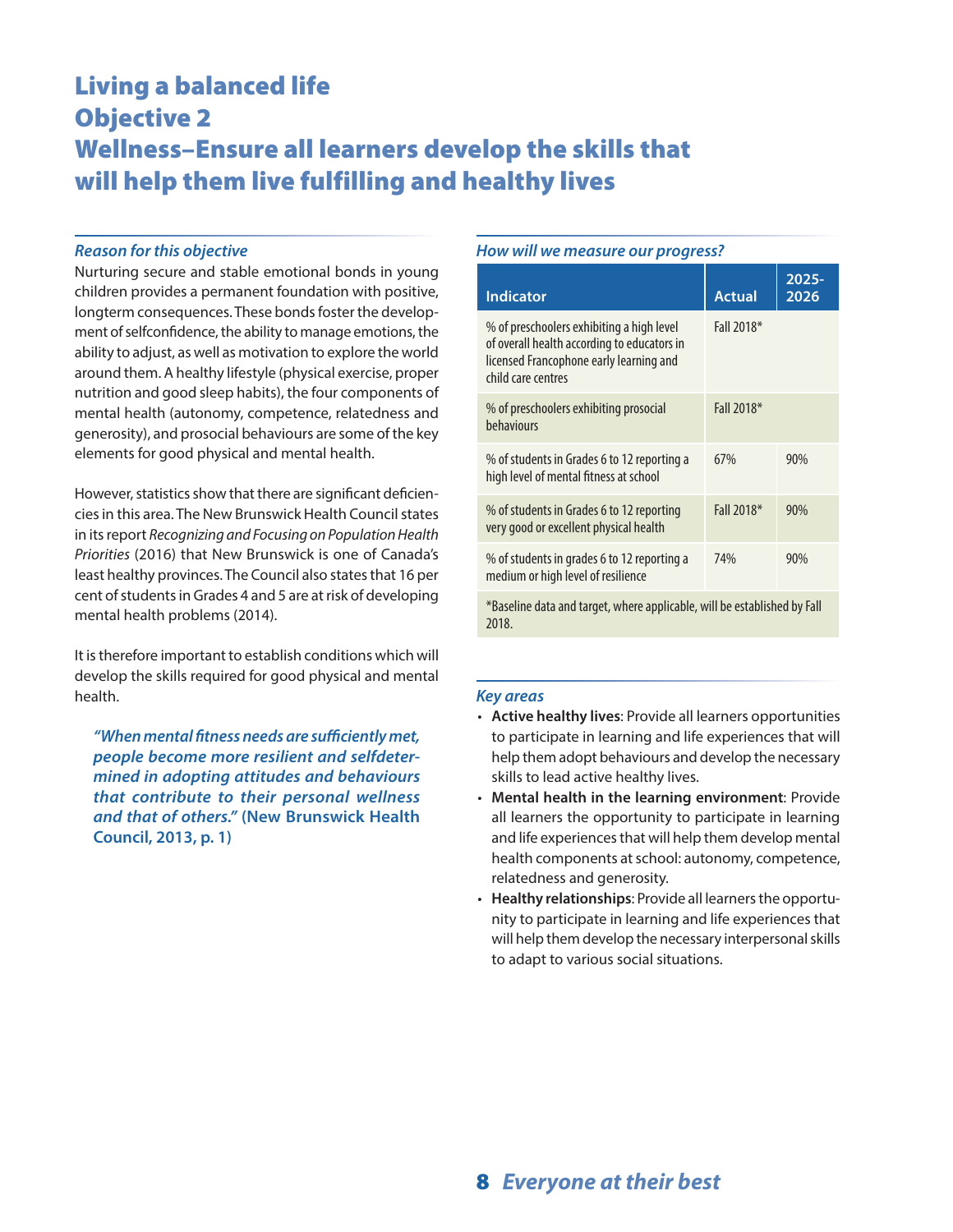# Living a balanced life
# Objective 2
# Wellness–Ensure all learners develop the skills that will help them live fulfilling and healthy lives

### *Reason for this objective*

Nurturing secure and stable emotional bonds in young children provides a permanent foundation with positive, longterm consequences. These bonds foster the development of selfconfidence, the ability to manage emotions, the ability to adjust, as well as motivation to explore the world around them. A healthy lifestyle (physical exercise, proper nutrition and good sleep habits), the four components of mental health (autonomy, competence, relatedness and generosity), and prosocial behaviours are some of the key elements for good physical and mental health.

However, statistics show that there are significant deficiencies in this area. The New Brunswick Health Council states in its report *Recognizing and Focusing on Population Health Priorities* (2016) that New Brunswick is one of Canada's least healthy provinces. The Council also states that 16 per cent of students in Grades 4 and 5 are at risk of developing mental health problems (2014).

It is therefore important to establish conditions which will develop the skills required for good physical and mental health.

> ***"When mental fitness needs are sufficiently met, people become more resilient and selfdetermined in adopting attitudes and behaviours that contribute to their personal wellness and that of others."*** **(New Brunswick Health Council, 2013, p. 1)**

### *How will we measure our progress?*

| Indicator | Actual | 2025-2026 |
|---|---|---|
| % of preschoolers exhibiting a high level of overall health according to educators in licensed Francophone early learning and child care centres | Fall 2018* | |
| % of preschoolers exhibiting prosocial behaviours | Fall 2018* | |
| % of students in Grades 6 to 12 reporting a high level of mental fitness at school | 67% | 90% |
| % of students in Grades 6 to 12 reporting very good or excellent physical health | Fall 2018* | 90% |
| % of students in grades 6 to 12 reporting a medium or high level of resilience | 74% | 90% |

*Baseline data and target, where applicable, will be established by Fall 2018.

### *Key areas*

- **Active healthy lives**: Provide all learners opportunities to participate in learning and life experiences that will help them adopt behaviours and develop the necessary skills to lead active healthy lives.
- **Mental health in the learning environment**: Provide all learners the opportunity to participate in learning and life experiences that will help them develop mental health components at school: autonomy, competence, relatedness and generosity.
- **Healthy relationships**: Provide all learners the opportunity to participate in learning and life experiences that will help them develop the necessary interpersonal skills to adapt to various social situations.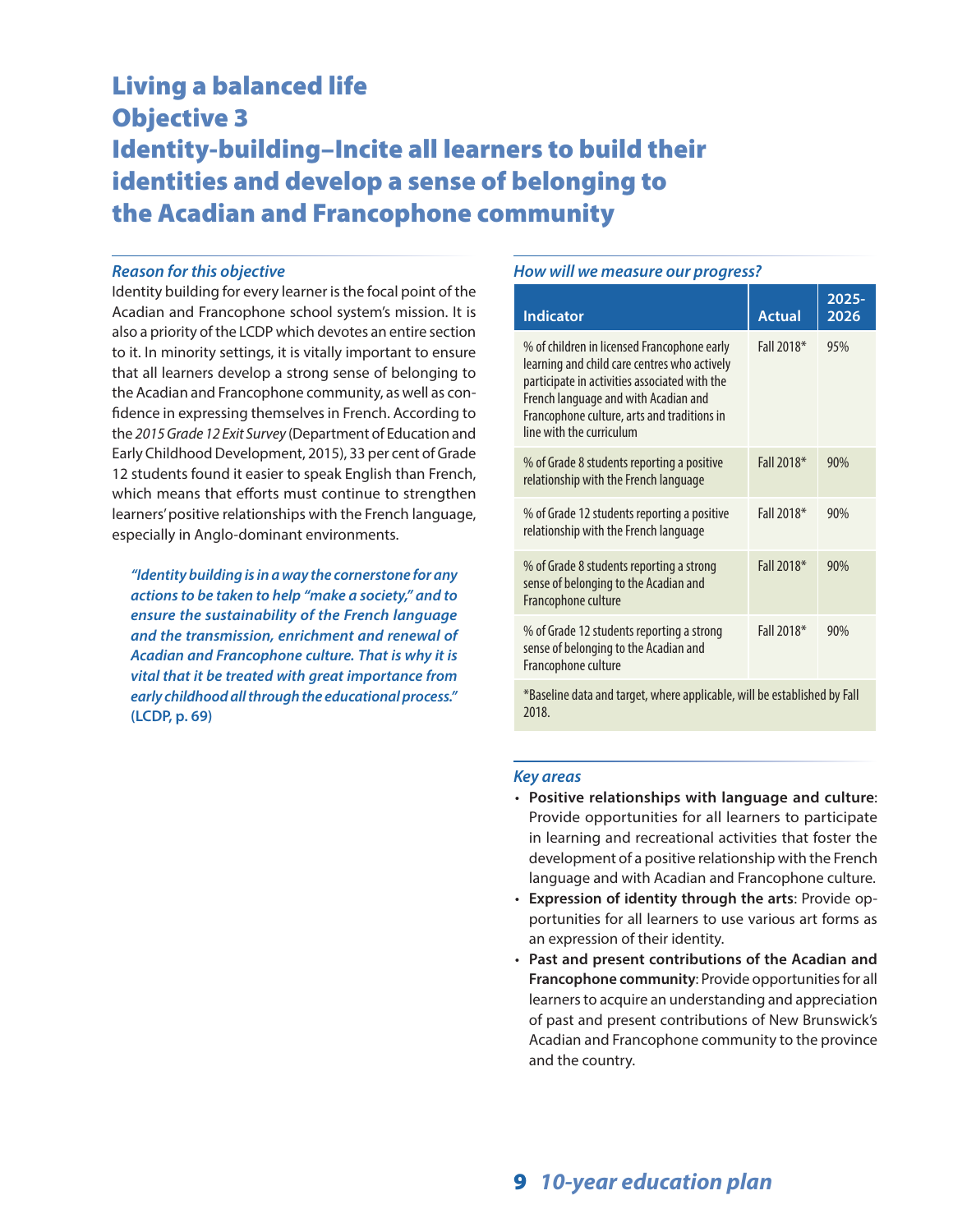# Living a balanced life
# Objective 3
# Identity-building–Incite all learners to build their identities and develop a sense of belonging to the Acadian and Francophone community

### *Reason for this objective*

Identity building for every learner is the focal point of the Acadian and Francophone school system's mission. It is also a priority of the LCDP which devotes an entire section to it. In minority settings, it is vitally important to ensure that all learners develop a strong sense of belonging to the Acadian and Francophone community, as well as confidence in expressing themselves in French. According to the *2015 Grade 12 Exit Survey* (Department of Education and Early Childhood Development, 2015), 33 per cent of Grade 12 students found it easier to speak English than French, which means that efforts must continue to strengthen learners' positive relationships with the French language, especially in Anglo-dominant environments.

***"Identity building is in a way the cornerstone for any actions to be taken to help "make a society," and to ensure the sustainability of the French language and the transmission, enrichment and renewal of Acadian and Francophone culture. That is why it is vital that it be treated with great importance from early childhood all through the educational process."*** **(LCDP, p. 69)**

### *How will we measure our progress?*

| Indicator | Actual | 2025-2026 |
|---|---|---|
| % of children in licensed Francophone early learning and child care centres who actively participate in activities associated with the French language and with Acadian and Francophone culture, arts and traditions in line with the curriculum | Fall 2018* | 95% |
| % of Grade 8 students reporting a positive relationship with the French language | Fall 2018* | 90% |
| % of Grade 12 students reporting a positive relationship with the French language | Fall 2018* | 90% |
| % of Grade 8 students reporting a strong sense of belonging to the Acadian and Francophone culture | Fall 2018* | 90% |
| % of Grade 12 students reporting a strong sense of belonging to the Acadian and Francophone culture | Fall 2018* | 90% |

*Baseline data and target, where applicable, will be established by Fall 2018.

### *Key areas*

- **Positive relationships with language and culture**: Provide opportunities for all learners to participate in learning and recreational activities that foster the development of a positive relationship with the French language and with Acadian and Francophone culture.
- **Expression of identity through the arts**: Provide opportunities for all learners to use various art forms as an expression of their identity.
- **Past and present contributions of the Acadian and Francophone community**: Provide opportunities for all learners to acquire an understanding and appreciation of past and present contributions of New Brunswick's Acadian and Francophone community to the province and the country.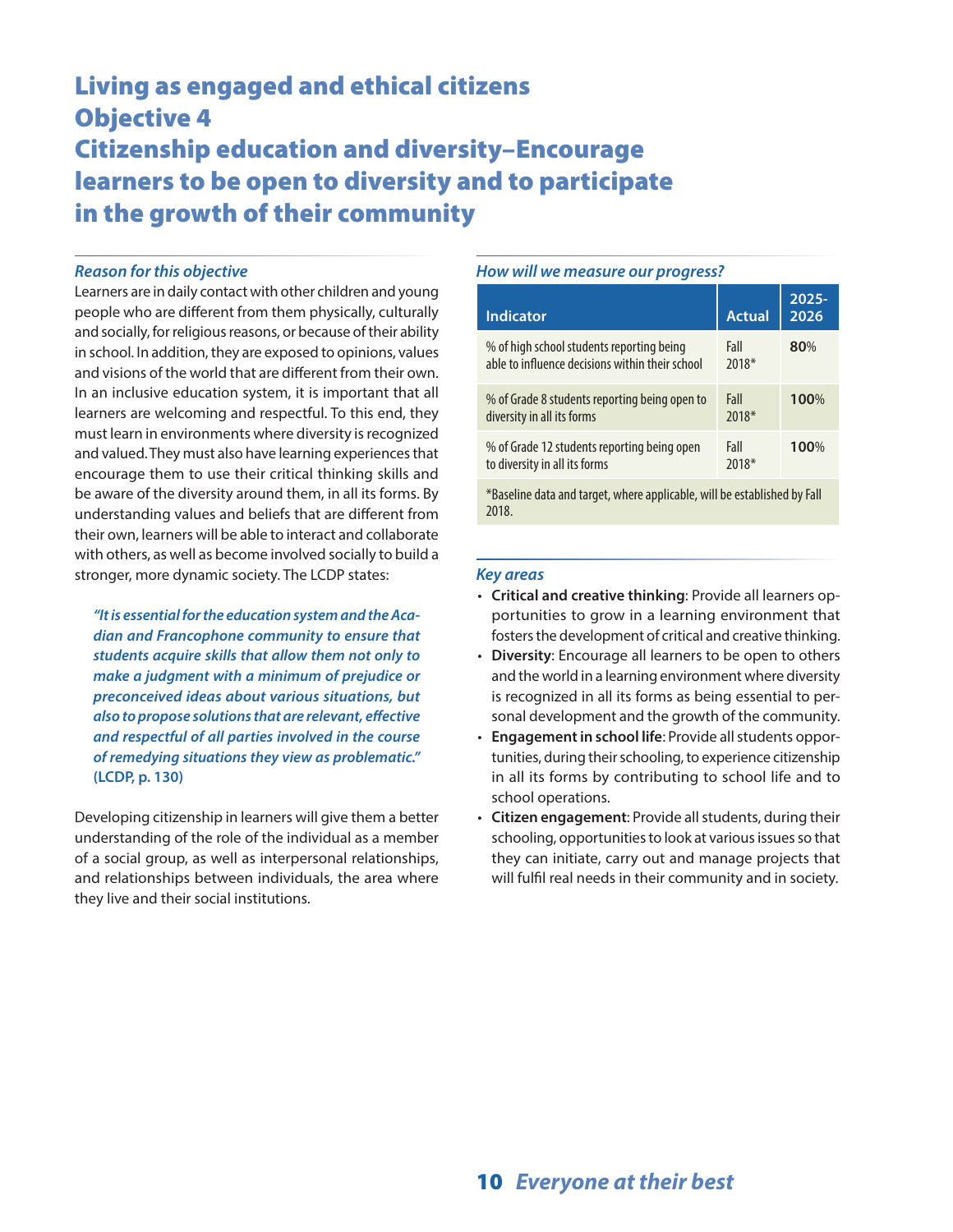# Living as engaged and ethical citizens
# Objective 4
# Citizenship education and diversity–Encourage learners to be open to diversity and to participate in the growth of their community

### *Reason for this objective*

Learners are in daily contact with other children and young people who are different from them physically, culturally and socially, for religious reasons, or because of their ability in school. In addition, they are exposed to opinions, values and visions of the world that are different from their own. In an inclusive education system, it is important that all learners are welcoming and respectful. To this end, they must learn in environments where diversity is recognized and valued. They must also have learning experiences that encourage them to use their critical thinking skills and be aware of the diversity around them, in all its forms. By understanding values and beliefs that are different from their own, learners will be able to interact and collaborate with others, as well as become involved socially to build a stronger, more dynamic society. The LCDP states:

> ***"It is essential for the education system and the Acadian and Francophone community to ensure that students acquire skills that allow them not only to make a judgment with a minimum of prejudice or preconceived ideas about various situations, but also to propose solutions that are relevant, effective and respectful of all parties involved in the course of remedying situations they view as problematic."* (LCDP, p. 130)**

Developing citizenship in learners will give them a better understanding of the role of the individual as a member of a social group, as well as interpersonal relationships, and relationships between individuals, the area where they live and their social institutions.

### *How will we measure our progress?*

| Indicator | Actual | 2025-2026 |
|---|---|---|
| % of high school students reporting being able to influence decisions within their school | Fall 2018* | **80**% |
| % of Grade 8 students reporting being open to diversity in all its forms | Fall 2018* | **100**% |
| % of Grade 12 students reporting being open to diversity in all its forms | Fall 2018* | **100**% |

*Baseline data and target, where applicable, will be established by Fall 2018.

### *Key areas*

- **Critical and creative thinking**: Provide all learners opportunities to grow in a learning environment that fosters the development of critical and creative thinking.
- **Diversity**: Encourage all learners to be open to others and the world in a learning environment where diversity is recognized in all its forms as being essential to personal development and the growth of the community.
- **Engagement in school life**: Provide all students opportunities, during their schooling, to experience citizenship in all its forms by contributing to school life and to school operations.
- **Citizen engagement**: Provide all students, during their schooling, opportunities to look at various issues so that they can initiate, carry out and manage projects that will fulfil real needs in their community and in society.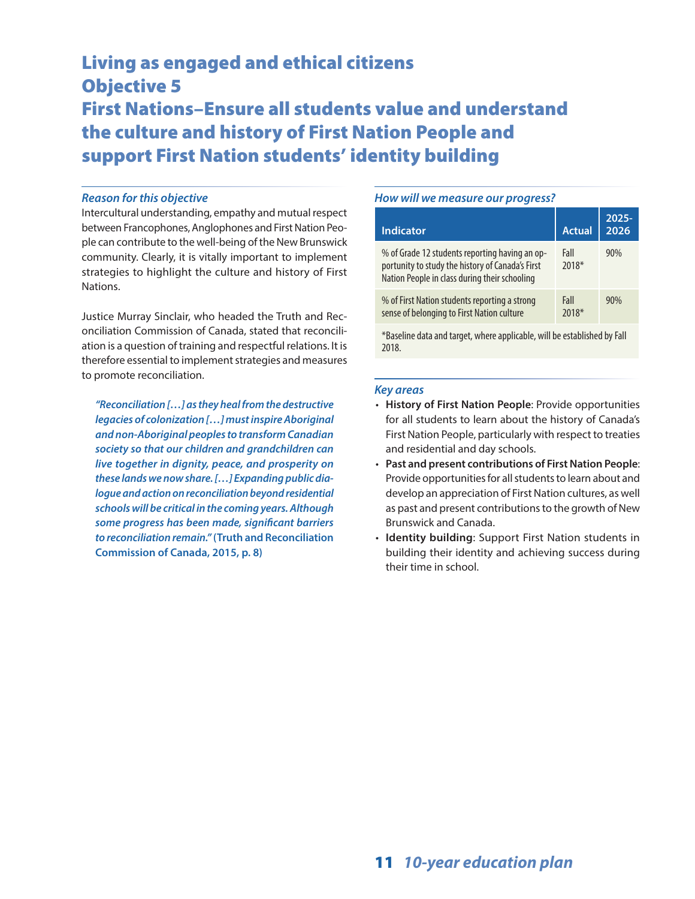# Living as engaged and ethical citizens
# Objective 5
# First Nations–Ensure all students value and understand the culture and history of First Nation People and support First Nation students' identity building

### *Reason for this objective*

Intercultural understanding, empathy and mutual respect between Francophones, Anglophones and First Nation People can contribute to the well-being of the New Brunswick community. Clearly, it is vitally important to implement strategies to highlight the culture and history of First Nations.

Justice Murray Sinclair, who headed the Truth and Reconciliation Commission of Canada, stated that reconciliation is a question of training and respectful relations. It is therefore essential to implement strategies and measures to promote reconciliation.

> ***"Reconciliation […] as they heal from the destructive legacies of colonization […] must inspire Aboriginal and non-Aboriginal peoples to transform Canadian society so that our children and grandchildren can live together in dignity, peace, and prosperity on these lands we now share. […] Expanding public dialogue and action on reconciliation beyond residential schools will be critical in the coming years. Although some progress has been made, significant barriers to reconciliation remain."*** **(Truth and Reconciliation Commission of Canada, 2015, p. 8)**

### *How will we measure our progress?*

| Indicator | Actual | 2025-2026 |
|---|---|---|
| % of Grade 12 students reporting having an opportunity to study the history of Canada's First Nation People in class during their schooling | Fall 2018* | 90% |
| % of First Nation students reporting a strong sense of belonging to First Nation culture | Fall 2018* | 90% |

*Baseline data and target, where applicable, will be established by Fall 2018.

### *Key areas*

- **History of First Nation People**: Provide opportunities for all students to learn about the history of Canada's First Nation People, particularly with respect to treaties and residential and day schools.
- **Past and present contributions of First Nation People**: Provide opportunities for all students to learn about and develop an appreciation of First Nation cultures, as well as past and present contributions to the growth of New Brunswick and Canada.
- **Identity building**: Support First Nation students in building their identity and achieving success during their time in school.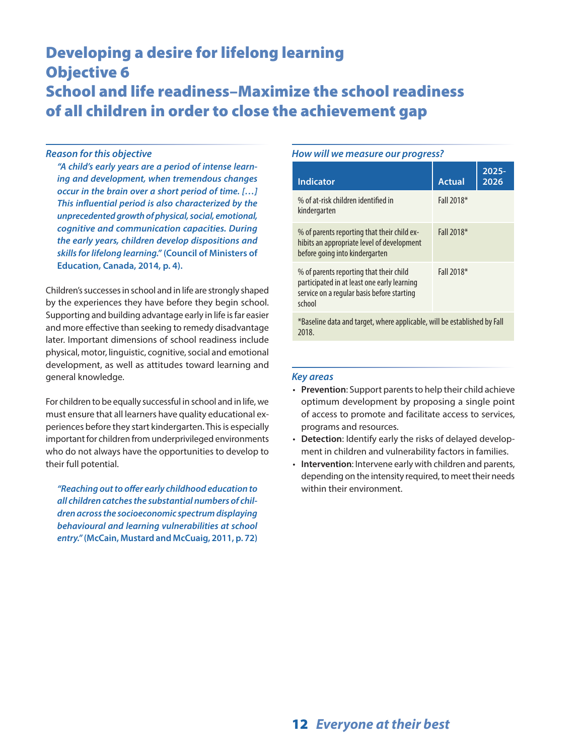# Developing a desire for lifelong learning
# Objective 6
# School and life readiness–Maximize the school readiness of all children in order to close the achievement gap

### *Reason for this objective*

> ***"A child's early years are a period of intense learning and development, when tremendous changes occur in the brain over a short period of time. […] This influential period is also characterized by the unprecedented growth of physical, social, emotional, cognitive and communication capacities. During the early years, children develop dispositions and skills for lifelong learning."*** **(Council of Ministers of Education, Canada, 2014, p. 4).**

Children's successes in school and in life are strongly shaped by the experiences they have before they begin school. Supporting and building advantage early in life is far easier and more effective than seeking to remedy disadvantage later. Important dimensions of school readiness include physical, motor, linguistic, cognitive, social and emotional development, as well as attitudes toward learning and general knowledge.

For children to be equally successful in school and in life, we must ensure that all learners have quality educational experiences before they start kindergarten. This is especially important for children from underprivileged environments who do not always have the opportunities to develop to their full potential.

> ***"Reaching out to offer early childhood education to all children catches the substantial numbers of children across the socioeconomic spectrum displaying behavioural and learning vulnerabilities at school entry."*** **(McCain, Mustard and McCuaig, 2011, p. 72)**

### *How will we measure our progress?*

| Indicator | Actual | 2025-2026 |
|---|---|---|
| % of at-risk children identified in kindergarten | Fall 2018* | |
| % of parents reporting that their child exhibits an appropriate level of development before going into kindergarten | Fall 2018* | |
| % of parents reporting that their child participated in at least one early learning service on a regular basis before starting school | Fall 2018* | |

*Baseline data and target, where applicable, will be established by Fall 2018.

### *Key areas*

- **Prevention**: Support parents to help their child achieve optimum development by proposing a single point of access to promote and facilitate access to services, programs and resources.
- **Detection**: Identify early the risks of delayed development in children and vulnerability factors in families.
- **Intervention**: Intervene early with children and parents, depending on the intensity required, to meet their needs within their environment.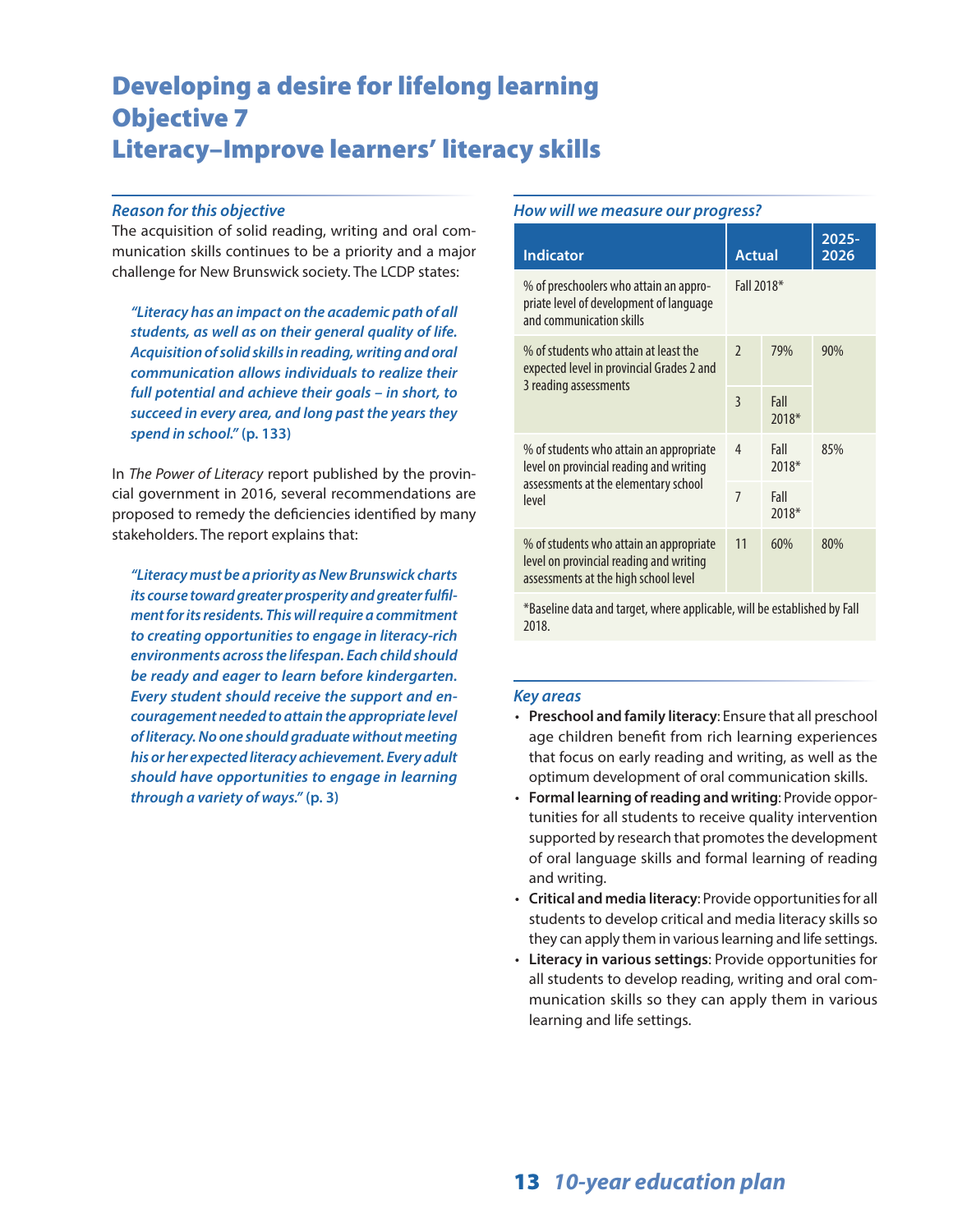# Developing a desire for lifelong learning
# Objective 7
# Literacy–Improve learners' literacy skills

### *Reason for this objective*

The acquisition of solid reading, writing and oral communication skills continues to be a priority and a major challenge for New Brunswick society. The LCDP states:

> ***"Literacy has an impact on the academic path of all students, as well as on their general quality of life. Acquisition of solid skills in reading, writing and oral communication allows individuals to realize their full potential and achieve their goals – in short, to succeed in every area, and long past the years they spend in school."* (p. 133)**

In *The Power of Literacy* report published by the provincial government in 2016, several recommendations are proposed to remedy the deficiencies identified by many stakeholders. The report explains that:

> ***"Literacy must be a priority as New Brunswick charts its course toward greater prosperity and greater fulfilment for its residents. This will require a commitment to creating opportunities to engage in literacy-rich environments across the lifespan. Each child should be ready and eager to learn before kindergarten. Every student should receive the support and encouragement needed to attain the appropriate level of literacy. No one should graduate without meeting his or her expected literacy achievement. Every adult should have opportunities to engage in learning through a variety of ways."* (p. 3)**

### *How will we measure our progress?*

| Indicator | Actual | | 2025-2026 |
|---|---|---|---|
| % of preschoolers who attain an appropriate level of development of language and communication skills | Fall 2018* | | |
| % of students who attain at least the expected level in provincial Grades 2 and 3 reading assessments | 2 | 79% | 90% |
| | 3 | Fall 2018* | |
| % of students who attain an appropriate level on provincial reading and writing assessments at the elementary school level | 4 | Fall 2018* | 85% |
| | 7 | Fall 2018* | |
| % of students who attain an appropriate level on provincial reading and writing assessments at the high school level | 11 | 60% | 80% |

*Baseline data and target, where applicable, will be established by Fall 2018.

### *Key areas*

- **Preschool and family literacy**: Ensure that all preschool age children benefit from rich learning experiences that focus on early reading and writing, as well as the optimum development of oral communication skills.
- **Formal learning of reading and writing**: Provide opportunities for all students to receive quality intervention supported by research that promotes the development of oral language skills and formal learning of reading and writing.
- **Critical and media literacy**: Provide opportunities for all students to develop critical and media literacy skills so they can apply them in various learning and life settings.
- **Literacy in various settings**: Provide opportunities for all students to develop reading, writing and oral communication skills so they can apply them in various learning and life settings.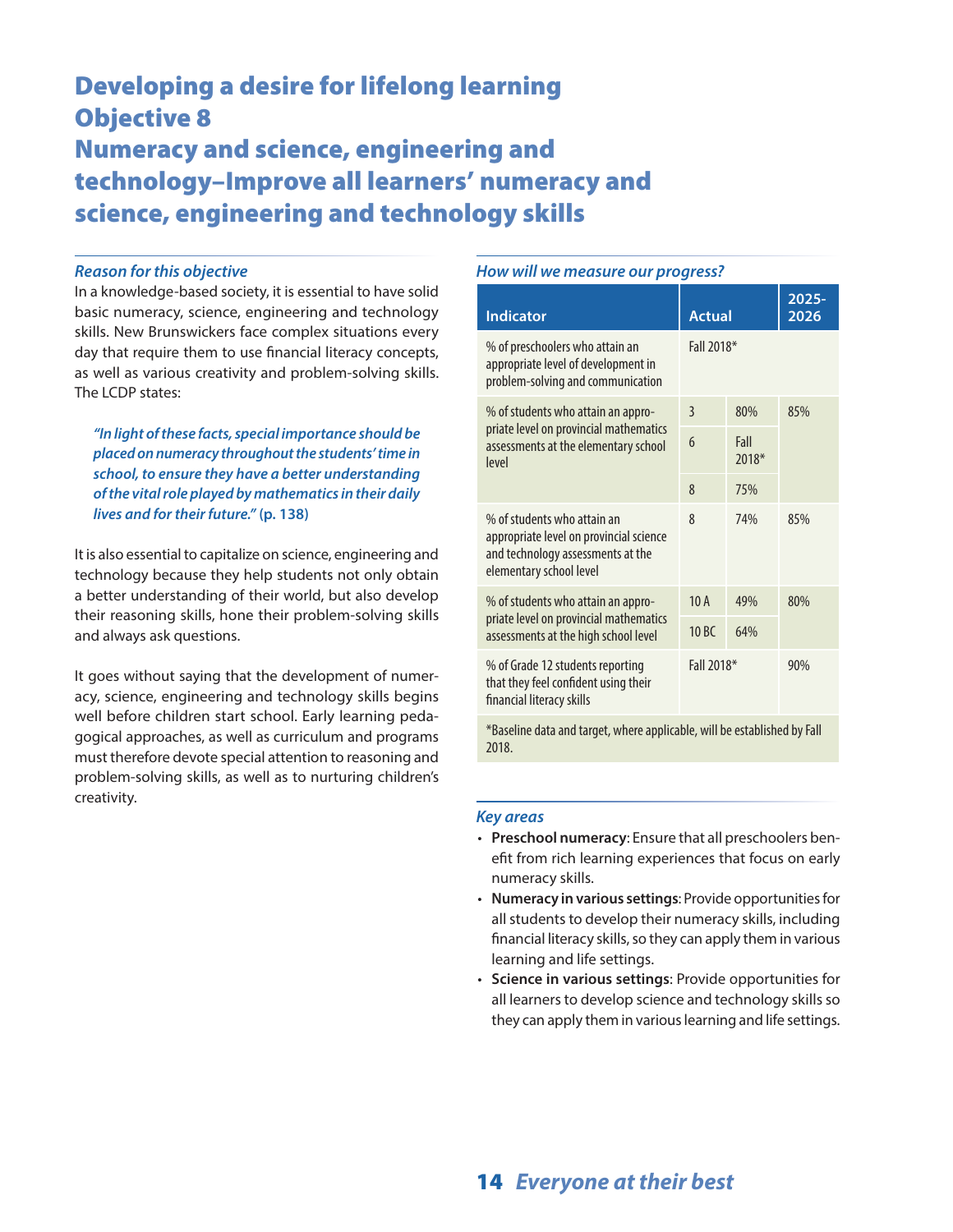# Developing a desire for lifelong learning
# Objective 8
# Numeracy and science, engineering and technology–Improve all learners' numeracy and science, engineering and technology skills

### *Reason for this objective*

In a knowledge-based society, it is essential to have solid basic numeracy, science, engineering and technology skills. New Brunswickers face complex situations every day that require them to use financial literacy concepts, as well as various creativity and problem-solving skills. The LCDP states:

> ***"In light of these facts, special importance should be placed on numeracy throughout the students' time in school, to ensure they have a better understanding of the vital role played by mathematics in their daily lives and for their future."* (p. 138)**

It is also essential to capitalize on science, engineering and technology because they help students not only obtain a better understanding of their world, but also develop their reasoning skills, hone their problem-solving skills and always ask questions.

It goes without saying that the development of numeracy, science, engineering and technology skills begins well before children start school. Early learning pedagogical approaches, as well as curriculum and programs must therefore devote special attention to reasoning and problem-solving skills, as well as to nurturing children's creativity.

### *How will we measure our progress?*

| Indicator | Actual | | 2025-2026 |
|---|---|---|---|
| % of preschoolers who attain an appropriate level of development in problem-solving and communication | Fall 2018* | | |
| % of students who attain an appropriate level on provincial mathematics assessments at the elementary school level | 3 | 80% | 85% |
| | 6 | Fall 2018* | |
| | 8 | 75% | |
| % of students who attain an appropriate level on provincial science and technology assessments at the elementary school level | 8 | 74% | 85% |
| % of students who attain an appropriate level on provincial mathematics assessments at the high school level | 10 A | 49% | 80% |
| | 10 BC | 64% | |
| % of Grade 12 students reporting that they feel confident using their financial literacy skills | Fall 2018* | | 90% |

*Baseline data and target, where applicable, will be established by Fall 2018.

### *Key areas*

- **Preschool numeracy**: Ensure that all preschoolers benefit from rich learning experiences that focus on early numeracy skills.
- **Numeracy in various settings**: Provide opportunities for all students to develop their numeracy skills, including financial literacy skills, so they can apply them in various learning and life settings.
- **Science in various settings**: Provide opportunities for all learners to develop science and technology skills so they can apply them in various learning and life settings.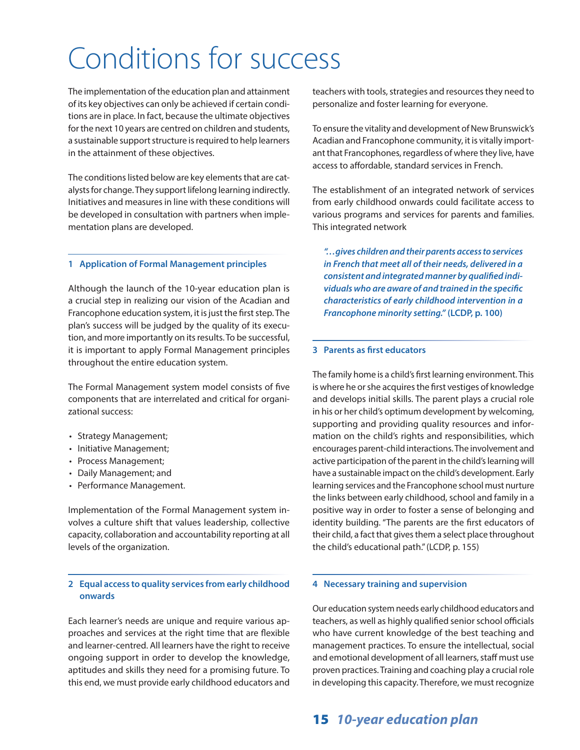# Conditions for success

The implementation of the education plan and attainment of its key objectives can only be achieved if certain conditions are in place. In fact, because the ultimate objectives for the next 10 years are centred on children and students, a sustainable support structure is required to help learners in the attainment of these objectives.

The conditions listed below are key elements that are catalysts for change. They support lifelong learning indirectly. Initiatives and measures in line with these conditions will be developed in consultation with partners when implementation plans are developed.

### 1 Application of Formal Management principles

Although the launch of the 10-year education plan is a crucial step in realizing our vision of the Acadian and Francophone education system, it is just the first step. The plan's success will be judged by the quality of its execution, and more importantly on its results. To be successful, it is important to apply Formal Management principles throughout the entire education system.

The Formal Management system model consists of five components that are interrelated and critical for organizational success:

- Strategy Management;
- Initiative Management;
- Process Management;
- Daily Management; and
- Performance Management.

Implementation of the Formal Management system involves a culture shift that values leadership, collective capacity, collaboration and accountability reporting at all levels of the organization.

### 2 Equal access to quality services from early childhood onwards

Each learner's needs are unique and require various approaches and services at the right time that are flexible and learner-centred. All learners have the right to receive ongoing support in order to develop the knowledge, aptitudes and skills they need for a promising future. To this end, we must provide early childhood educators and teachers with tools, strategies and resources they need to personalize and foster learning for everyone.

To ensure the vitality and development of New Brunswick's Acadian and Francophone community, it is vitally important that Francophones, regardless of where they live, have access to affordable, standard services in French.

The establishment of an integrated network of services from early childhood onwards could facilitate access to various programs and services for parents and families. This integrated network

> ***"…gives children and their parents access to services in French that meet all of their needs, delivered in a consistent and integrated manner by qualified individuals who are aware of and trained in the specific characteristics of early childhood intervention in a Francophone minority setting."*** **(LCDP, p. 100)**

### 3 Parents as first educators

The family home is a child's first learning environment. This is where he or she acquires the first vestiges of knowledge and develops initial skills. The parent plays a crucial role in his or her child's optimum development by welcoming, supporting and providing quality resources and information on the child's rights and responsibilities, which encourages parent-child interactions. The involvement and active participation of the parent in the child's learning will have a sustainable impact on the child's development. Early learning services and the Francophone school must nurture the links between early childhood, school and family in a positive way in order to foster a sense of belonging and identity building. "The parents are the first educators of their child, a fact that gives them a select place throughout the child's educational path." (LCDP, p. 155)

### 4 Necessary training and supervision

Our education system needs early childhood educators and teachers, as well as highly qualified senior school officials who have current knowledge of the best teaching and management practices. To ensure the intellectual, social and emotional development of all learners, staff must use proven practices. Training and coaching play a crucial role in developing this capacity. Therefore, we must recognize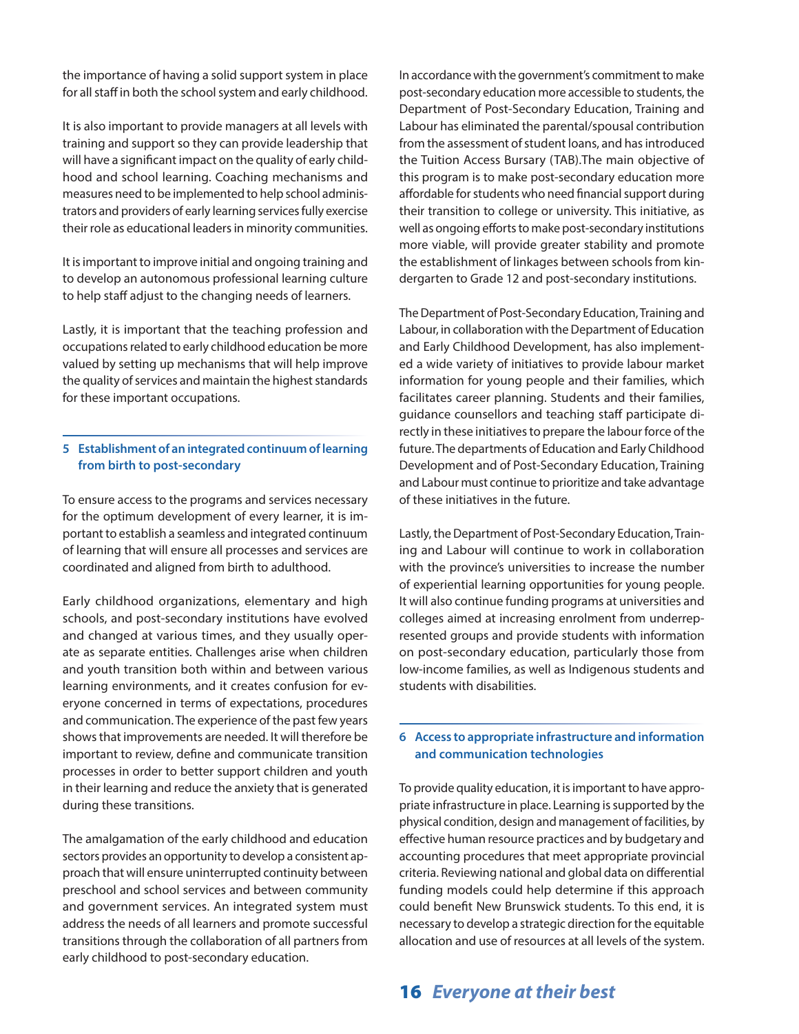the importance of having a solid support system in place for all staff in both the school system and early childhood.

It is also important to provide managers at all levels with training and support so they can provide leadership that will have a significant impact on the quality of early childhood and school learning. Coaching mechanisms and measures need to be implemented to help school administrators and providers of early learning services fully exercise their role as educational leaders in minority communities.

It is important to improve initial and ongoing training and to develop an autonomous professional learning culture to help staff adjust to the changing needs of learners.

Lastly, it is important that the teaching profession and occupations related to early childhood education be more valued by setting up mechanisms that will help improve the quality of services and maintain the highest standards for these important occupations.

### 5 Establishment of an integrated continuum of learning from birth to post-secondary

To ensure access to the programs and services necessary for the optimum development of every learner, it is important to establish a seamless and integrated continuum of learning that will ensure all processes and services are coordinated and aligned from birth to adulthood.

Early childhood organizations, elementary and high schools, and post-secondary institutions have evolved and changed at various times, and they usually operate as separate entities. Challenges arise when children and youth transition both within and between various learning environments, and it creates confusion for everyone concerned in terms of expectations, procedures and communication. The experience of the past few years shows that improvements are needed. It will therefore be important to review, define and communicate transition processes in order to better support children and youth in their learning and reduce the anxiety that is generated during these transitions.

The amalgamation of the early childhood and education sectors provides an opportunity to develop a consistent approach that will ensure uninterrupted continuity between preschool and school services and between community and government services. An integrated system must address the needs of all learners and promote successful transitions through the collaboration of all partners from early childhood to post-secondary education.

In accordance with the government's commitment to make post-secondary education more accessible to students, the Department of Post-Secondary Education, Training and Labour has eliminated the parental/spousal contribution from the assessment of student loans, and has introduced the Tuition Access Bursary (TAB).The main objective of this program is to make post-secondary education more affordable for students who need financial support during their transition to college or university. This initiative, as well as ongoing efforts to make post-secondary institutions more viable, will provide greater stability and promote the establishment of linkages between schools from kindergarten to Grade 12 and post-secondary institutions.

The Department of Post-Secondary Education, Training and Labour, in collaboration with the Department of Education and Early Childhood Development, has also implemented a wide variety of initiatives to provide labour market information for young people and their families, which facilitates career planning. Students and their families, guidance counsellors and teaching staff participate directly in these initiatives to prepare the labour force of the future. The departments of Education and Early Childhood Development and of Post-Secondary Education, Training and Labour must continue to prioritize and take advantage of these initiatives in the future.

Lastly, the Department of Post-Secondary Education, Training and Labour will continue to work in collaboration with the province's universities to increase the number of experiential learning opportunities for young people. It will also continue funding programs at universities and colleges aimed at increasing enrolment from underrepresented groups and provide students with information on post-secondary education, particularly those from low-income families, as well as Indigenous students and students with disabilities.

### 6 Access to appropriate infrastructure and information and communication technologies

To provide quality education, it is important to have appropriate infrastructure in place. Learning is supported by the physical condition, design and management of facilities, by effective human resource practices and by budgetary and accounting procedures that meet appropriate provincial criteria. Reviewing national and global data on differential funding models could help determine if this approach could benefit New Brunswick students. To this end, it is necessary to develop a strategic direction for the equitable allocation and use of resources at all levels of the system.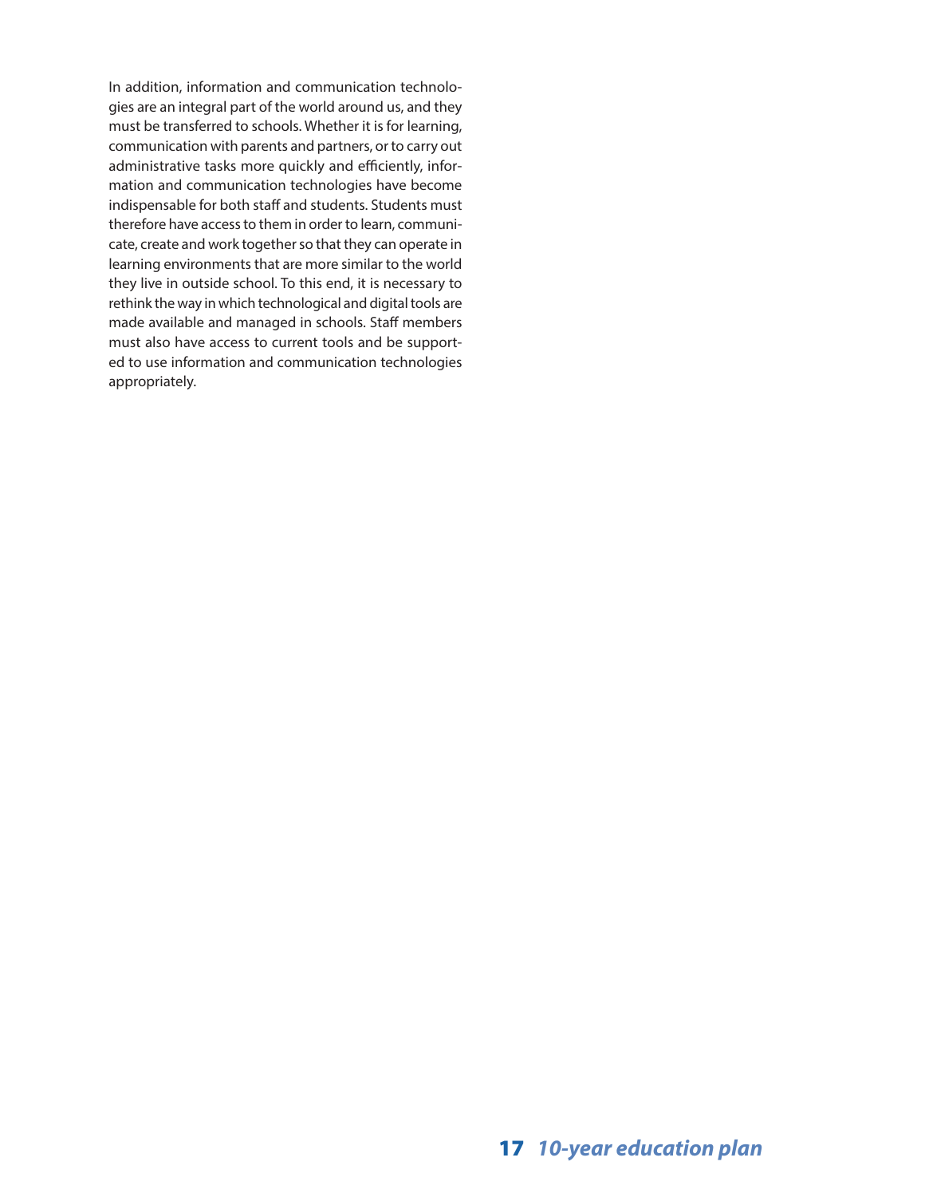In addition, information and communication technologies are an integral part of the world around us, and they must be transferred to schools. Whether it is for learning, communication with parents and partners, or to carry out administrative tasks more quickly and efficiently, information and communication technologies have become indispensable for both staff and students. Students must therefore have access to them in order to learn, communicate, create and work together so that they can operate in learning environments that are more similar to the world they live in outside school. To this end, it is necessary to rethink the way in which technological and digital tools are made available and managed in schools. Staff members must also have access to current tools and be supported to use information and communication technologies appropriately.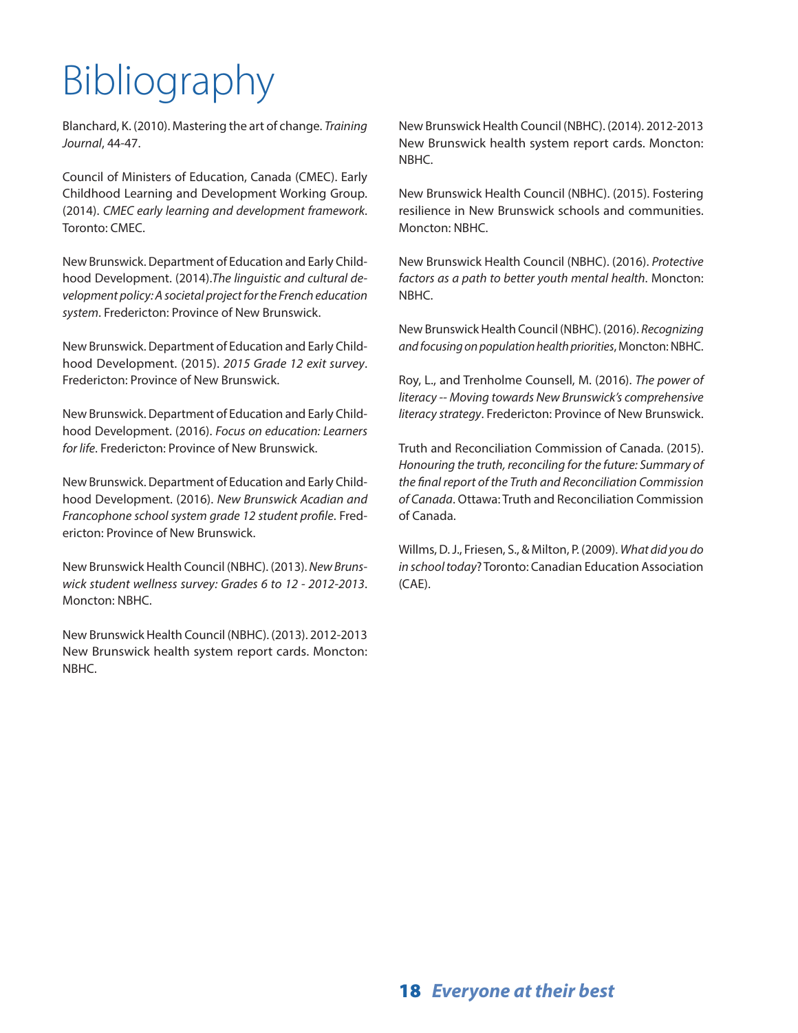# Bibliography

Blanchard, K. (2010). Mastering the art of change. *Training Journal*, 44-47.

Council of Ministers of Education, Canada (CMEC). Early Childhood Learning and Development Working Group. (2014). *CMEC early learning and development framework*. Toronto: CMEC.

New Brunswick. Department of Education and Early Childhood Development. (2014).*The linguistic and cultural development policy: A societal project for the French education system*. Fredericton: Province of New Brunswick.

New Brunswick. Department of Education and Early Childhood Development. (2015). *2015 Grade 12 exit survey*. Fredericton: Province of New Brunswick.

New Brunswick. Department of Education and Early Childhood Development. (2016). *Focus on education: Learners for life*. Fredericton: Province of New Brunswick.

New Brunswick. Department of Education and Early Childhood Development. (2016). *New Brunswick Acadian and Francophone school system grade 12 student profile*. Fredericton: Province of New Brunswick.

New Brunswick Health Council (NBHC). (2013). *New Brunswick student wellness survey: Grades 6 to 12 - 2012-2013*. Moncton: NBHC.

New Brunswick Health Council (NBHC). (2013). 2012-2013 New Brunswick health system report cards. Moncton: NBHC.

New Brunswick Health Council (NBHC). (2014). 2012-2013 New Brunswick health system report cards. Moncton: NBHC.

New Brunswick Health Council (NBHC). (2015). Fostering resilience in New Brunswick schools and communities. Moncton: NBHC.

New Brunswick Health Council (NBHC). (2016). *Protective factors as a path to better youth mental health*. Moncton: NBHC.

New Brunswick Health Council (NBHC). (2016). *Recognizing and focusing on population health priorities*, Moncton: NBHC.

Roy, L., and Trenholme Counsell, M. (2016). *The power of literacy -- Moving towards New Brunswick's comprehensive literacy strategy*. Fredericton: Province of New Brunswick.

Truth and Reconciliation Commission of Canada. (2015). *Honouring the truth, reconciling for the future: Summary of the final report of the Truth and Reconciliation Commission of Canada*. Ottawa: Truth and Reconciliation Commission of Canada.

Willms, D. J., Friesen, S., & Milton, P. (2009). *What did you do in school today*? Toronto: Canadian Education Association (CAE).